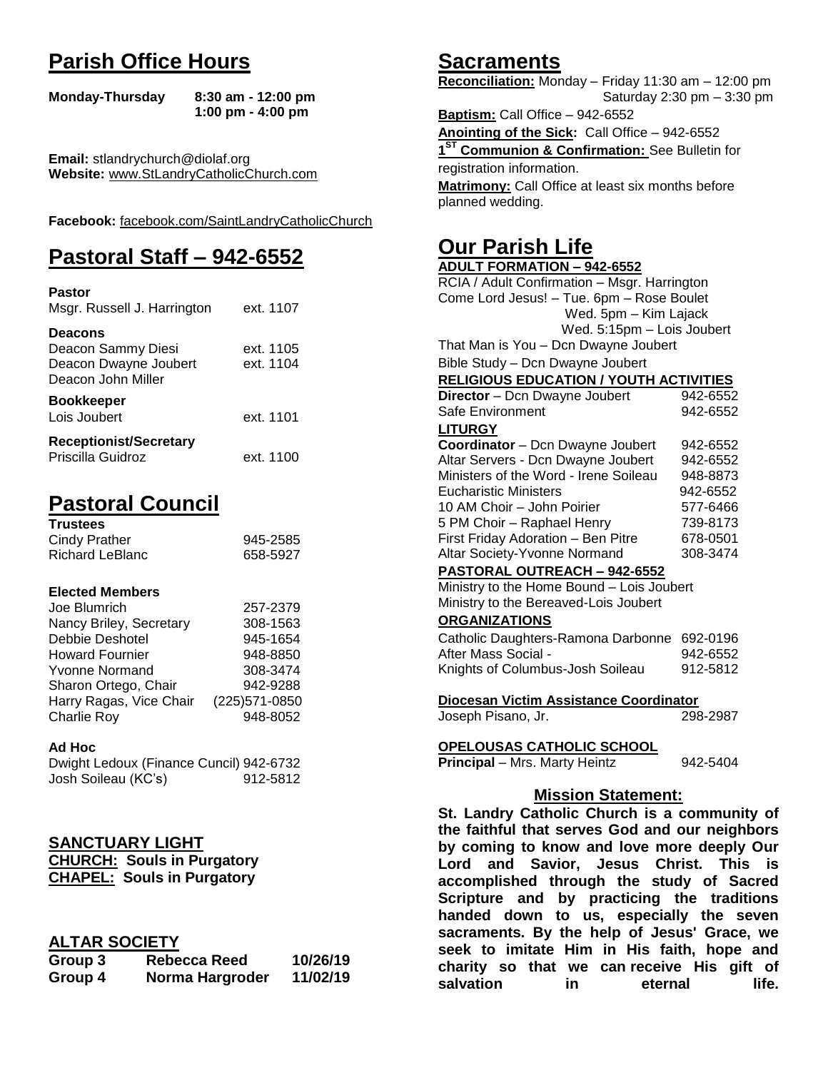# Parish Office Hours

**Monday-Thursday** **8:30 am - 12:00 pm**
**1:00 pm - 4:00 pm**

**Email:** stlandrychurch@diolaf.org
**Website:** www.StLandryCatholicChurch.com

**Facebook:** facebook.com/SaintLandryCatholicChurch

# Pastoral Staff – 942-6552

**Pastor**
Msgr. Russell J. Harrington ext. 1107

**Deacons**
Deacon Sammy Diesi ext. 1105
Deacon Dwayne Joubert ext. 1104
Deacon John Miller

**Bookkeeper**
Lois Joubert ext. 1101

**Receptionist/Secretary**
Priscilla Guidroz ext. 1100

# Pastoral Council

**Trustees**

| | |
|---|---|
| Cindy Prather | 945-2585 |
| Richard LeBlanc | 658-5927 |

**Elected Members**

| | |
|---|---|
| Joe Blumrich | 257-2379 |
| Nancy Briley, Secretary | 308-1563 |
| Debbie Deshotel | 945-1654 |
| Howard Fournier | 948-8850 |
| Yvonne Normand | 308-3474 |
| Sharon Ortego, Chair | 942-9288 |
| Harry Ragas, Vice Chair | (225)571-0850 |
| Charlie Roy | 948-8052 |

**Ad Hoc**

| | |
|---|---|
| Dwight Ledoux (Finance Cuncil) | 942-6732 |
| Josh Soileau (KC's) | 912-5812 |

## SANCTUARY LIGHT

**CHURCH: Souls in Purgatory**
**CHAPEL: Souls in Purgatory**

## ALTAR SOCIETY

| | | |
|---|---|---|
| **Group 3** | **Rebecca Reed** | **10/26/19** |
| **Group 4** | **Norma Hargroder** | **11/02/19** |

# Sacraments

**Reconciliation:** Monday – Friday 11:30 am – 12:00 pm
Saturday 2:30 pm – 3:30 pm

**Baptism:** Call Office – 942-6552

**Anointing of the Sick:** Call Office – 942-6552

**1[ST] Communion & Confirmation:** See Bulletin for registration information.

**Matrimony:** Call Office at least six months before planned wedding.

# Our Parish Life

**ADULT FORMATION – 942-6552**

RCIA / Adult Confirmation – Msgr. Harrington
Come Lord Jesus! – Tue. 6pm – Rose Boulet
Wed. 5pm – Kim Lajack
Wed. 5:15pm – Lois Joubert
That Man is You – Dcn Dwayne Joubert
Bible Study – Dcn Dwayne Joubert

**RELIGIOUS EDUCATION / YOUTH ACTIVITIES**

| | |
|---|---|
| **Director** – Dcn Dwayne Joubert | 942-6552 |
| Safe Environment | 942-6552 |

**LITURGY**

| | |
|---|---|
| **Coordinator** – Dcn Dwayne Joubert | 942-6552 |
| Altar Servers - Dcn Dwayne Joubert | 942-6552 |
| Ministers of the Word - Irene Soileau | 948-8873 |
| Eucharistic Ministers | 942-6552 |
| 10 AM Choir – John Poirier | 577-6466 |
| 5 PM Choir – Raphael Henry | 739-8173 |
| First Friday Adoration – Ben Pitre | 678-0501 |
| Altar Society-Yvonne Normand | 308-3474 |

**PASTORAL OUTREACH – 942-6552**

Ministry to the Home Bound – Lois Joubert
Ministry to the Bereaved-Lois Joubert

**ORGANIZATIONS**

| | |
|---|---|
| Catholic Daughters-Ramona Darbonne | 692-0196 |
| After Mass Social - | 942-6552 |
| Knights of Columbus-Josh Soileau | 912-5812 |

**Diocesan Victim Assistance Coordinator**
Joseph Pisano, Jr. 298-2987

**OPELOUSAS CATHOLIC SCHOOL**
**Principal** – Mrs. Marty Heintz 942-5404

## Mission Statement:

**St. Landry Catholic Church is a community of the faithful that serves God and our neighbors by coming to know and love more deeply Our Lord and Savior, Jesus Christ. This is accomplished through the study of Sacred Scripture and by practicing the traditions handed down to us, especially the seven sacraments. By the help of Jesus' Grace, we seek to imitate Him in His faith, hope and charity so that we can receive His gift of salvation in eternal life.**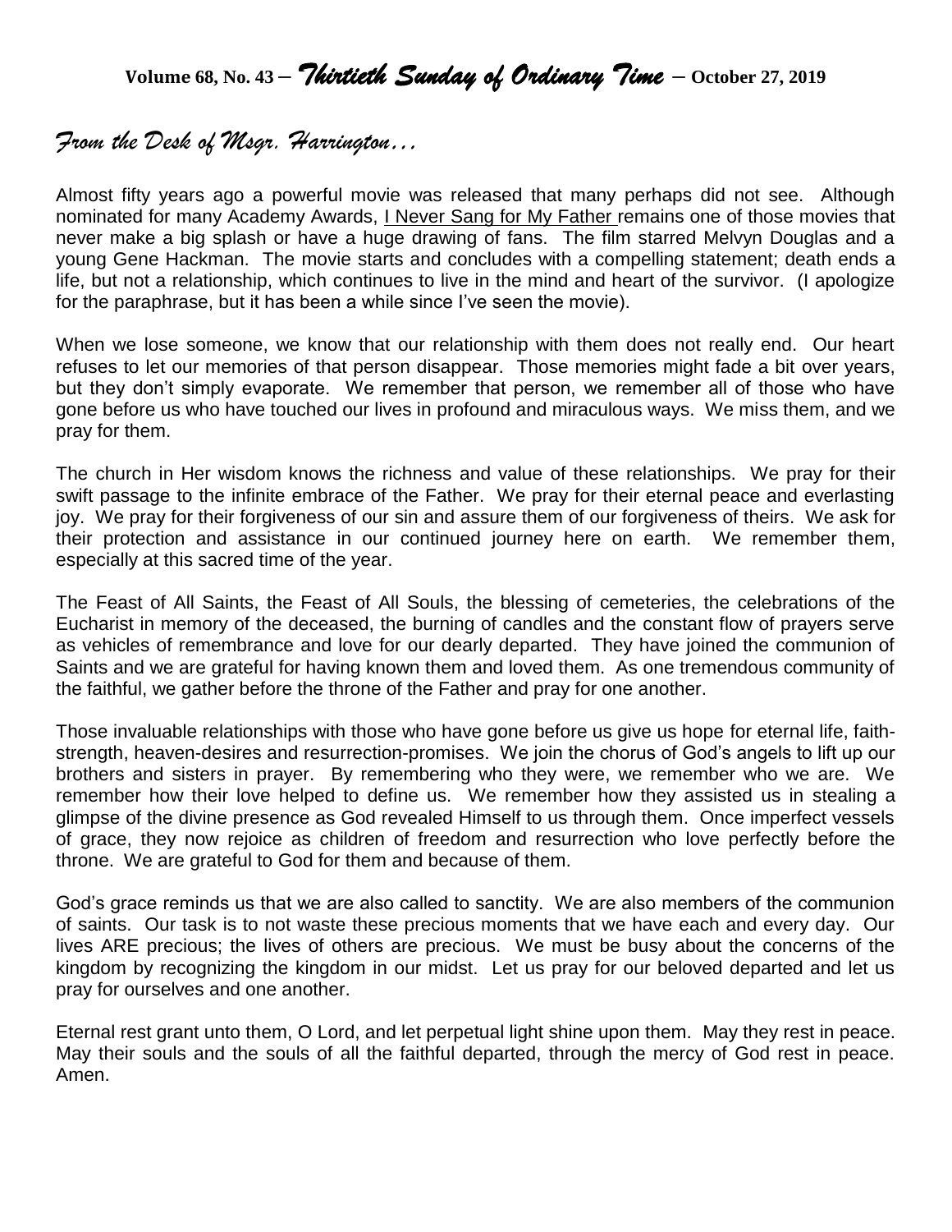# Volume 68, No. 43 – *Thirtieth Sunday of Ordinary Time* – October 27, 2019

## *From the Desk of Msgr. Harrington…*

Almost fifty years ago a powerful movie was released that many perhaps did not see. Although nominated for many Academy Awards, I Never Sang for My Father remains one of those movies that never make a big splash or have a huge drawing of fans. The film starred Melvyn Douglas and a young Gene Hackman. The movie starts and concludes with a compelling statement; death ends a life, but not a relationship, which continues to live in the mind and heart of the survivor. (I apologize for the paraphrase, but it has been a while since I've seen the movie).

When we lose someone, we know that our relationship with them does not really end. Our heart refuses to let our memories of that person disappear. Those memories might fade a bit over years, but they don't simply evaporate. We remember that person, we remember all of those who have gone before us who have touched our lives in profound and miraculous ways. We miss them, and we pray for them.

The church in Her wisdom knows the richness and value of these relationships. We pray for their swift passage to the infinite embrace of the Father. We pray for their eternal peace and everlasting joy. We pray for their forgiveness of our sin and assure them of our forgiveness of theirs. We ask for their protection and assistance in our continued journey here on earth. We remember them, especially at this sacred time of the year.

The Feast of All Saints, the Feast of All Souls, the blessing of cemeteries, the celebrations of the Eucharist in memory of the deceased, the burning of candles and the constant flow of prayers serve as vehicles of remembrance and love for our dearly departed. They have joined the communion of Saints and we are grateful for having known them and loved them. As one tremendous community of the faithful, we gather before the throne of the Father and pray for one another.

Those invaluable relationships with those who have gone before us give us hope for eternal life, faith-strength, heaven-desires and resurrection-promises. We join the chorus of God's angels to lift up our brothers and sisters in prayer. By remembering who they were, we remember who we are. We remember how their love helped to define us. We remember how they assisted us in stealing a glimpse of the divine presence as God revealed Himself to us through them. Once imperfect vessels of grace, they now rejoice as children of freedom and resurrection who love perfectly before the throne. We are grateful to God for them and because of them.

God's grace reminds us that we are also called to sanctity. We are also members of the communion of saints. Our task is to not waste these precious moments that we have each and every day. Our lives ARE precious; the lives of others are precious. We must be busy about the concerns of the kingdom by recognizing the kingdom in our midst. Let us pray for our beloved departed and let us pray for ourselves and one another.

Eternal rest grant unto them, O Lord, and let perpetual light shine upon them. May they rest in peace. May their souls and the souls of all the faithful departed, through the mercy of God rest in peace. Amen.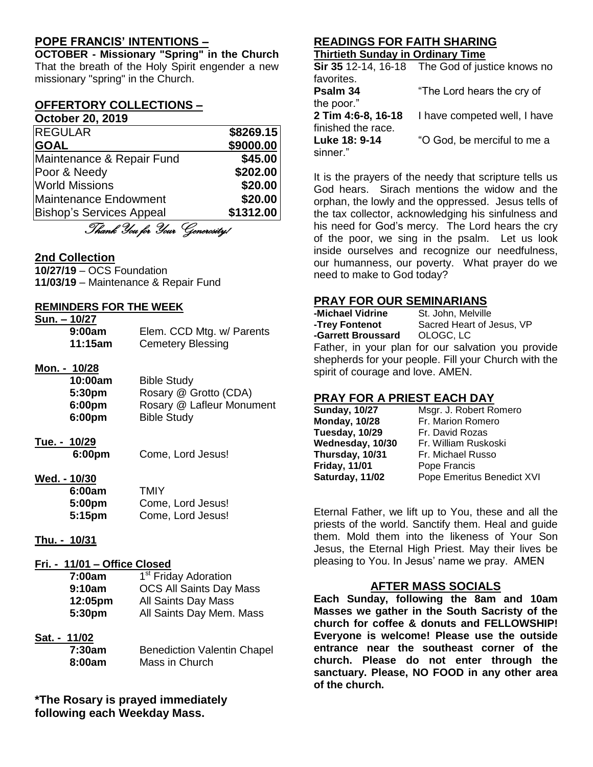## POPE FRANCIS' INTENTIONS –

**OCTOBER - Missionary "Spring" in the Church**

That the breath of the Holy Spirit engender a new missionary "spring" in the Church.

## OFFERTORY COLLECTIONS –

**October 20, 2019**

| | |
|---|---|
| REGULAR | **$8269.15** |
| **GOAL** | **$9000.00** |
| Maintenance & Repair Fund | **$45.00** |
| Poor & Needy | **$202.00** |
| World Missions | **$20.00** |
| Maintenance Endowment | **$20.00** |
| Bishop's Services Appeal | **$1312.00** |

*Thank You for Your Generosity!*

## 2nd Collection

**10/27/19** – OCS Foundation
**11/03/19** – Maintenance & Repair Fund

## REMINDERS FOR THE WEEK

**Sun. – 10/27**

| | |
|---|---|
| **9:00am** | Elem. CCD Mtg. w/ Parents |
| **11:15am** | Cemetery Blessing |

**Mon. - 10/28**

| | |
|---|---|
| **10:00am** | Bible Study |
| **5:30pm** | Rosary @ Grotto (CDA) |
| **6:00pm** | Rosary @ Lafleur Monument |
| **6:00pm** | Bible Study |

**Tue. - 10/29**

| | |
|---|---|
| **6:00pm** | Come, Lord Jesus! |

**Wed. - 10/30**

| | |
|---|---|
| **6:00am** | TMIY |
| **5:00pm** | Come, Lord Jesus! |
| **5:15pm** | Come, Lord Jesus! |

**Thu. - 10/31**

**Fri. - 11/01 – Office Closed**

| | |
|---|---|
| **7:00am** | 1st Friday Adoration |
| **9:10am** | OCS All Saints Day Mass |
| **12:05pm** | All Saints Day Mass |
| **5:30pm** | All Saints Day Mem. Mass |

**Sat. - 11/02**

| | |
|---|---|
| **7:30am** | Benediction Valentin Chapel |
| **8:00am** | Mass in Church |

**\*The Rosary is prayed immediately following each Weekday Mass.**

## READINGS FOR FAITH SHARING

**Thirtieth Sunday in Ordinary Time**

| | |
|---|---|
| **Sir 35** 12-14, 16-18 | The God of justice knows no favorites. |
| **Psalm 34** | "The Lord hears the cry of the poor." |
| **2 Tim 4:6-8, 16-18** | I have competed well, I have finished the race. |
| **Luke 18: 9-14** | "O God, be merciful to me a sinner." |

It is the prayers of the needy that scripture tells us God hears. Sirach mentions the widow and the orphan, the lowly and the oppressed. Jesus tells of the tax collector, acknowledging his sinfulness and his need for God's mercy. The Lord hears the cry of the poor, we sing in the psalm. Let us look inside ourselves and recognize our needfulness, our humanness, our poverty. What prayer do we need to make to God today?

## PRAY FOR OUR SEMINARIANS

| | |
|---|---|
| **-Michael Vidrine** | St. John, Melville |
| **-Trey Fontenot** | Sacred Heart of Jesus, VP |
| **-Garrett Broussard** | OLOGC, LC |

Father, in your plan for our salvation you provide shepherds for your people. Fill your Church with the spirit of courage and love. AMEN.

## PRAY FOR A PRIEST EACH DAY

| | |
|---|---|
| **Sunday, 10/27** | Msgr. J. Robert Romero |
| **Monday, 10/28** | Fr. Marion Romero |
| **Tuesday, 10/29** | Fr. David Rozas |
| **Wednesday, 10/30** | Fr. William Ruskoski |
| **Thursday, 10/31** | Fr. Michael Russo |
| **Friday, 11/01** | Pope Francis |
| **Saturday, 11/02** | Pope Emeritus Benedict XVI |

Eternal Father, we lift up to You, these and all the priests of the world. Sanctify them. Heal and guide them. Mold them into the likeness of Your Son Jesus, the Eternal High Priest. May their lives be pleasing to You. In Jesus' name we pray. AMEN

## AFTER MASS SOCIALS

**Each Sunday, following the 8am and 10am Masses we gather in the South Sacristy of the church for coffee & donuts and FELLOWSHIP! Everyone is welcome! Please use the outside entrance near the southeast corner of the church. Please do not enter through the sanctuary. Please, NO FOOD in any other area of the church.**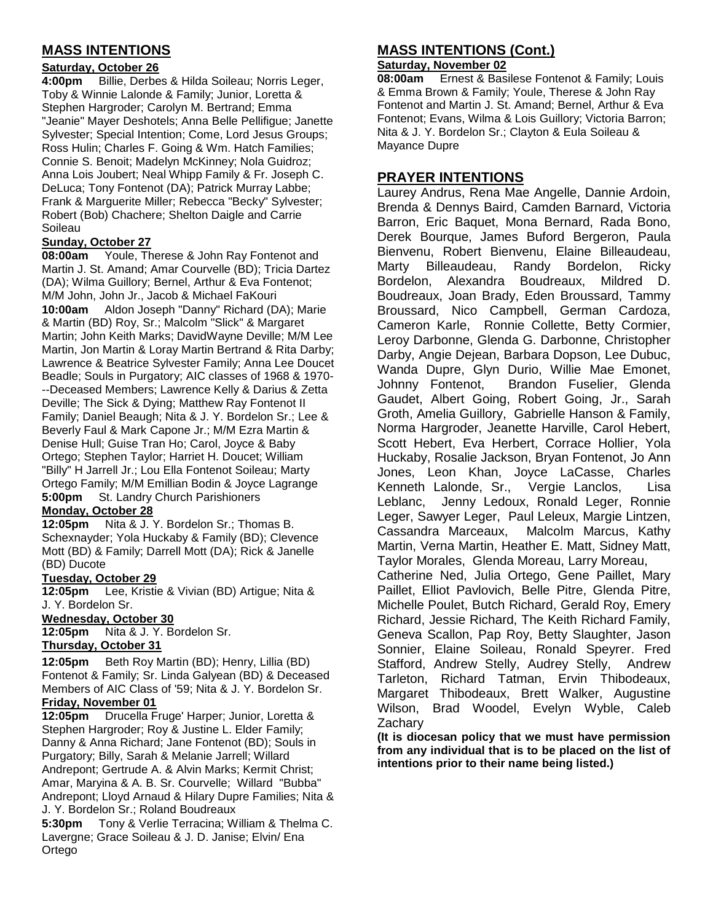## MASS INTENTIONS

### Saturday, October 26

**4:00pm** Billie, Derbes & Hilda Soileau; Norris Leger, Toby & Winnie Lalonde & Family; Junior, Loretta & Stephen Hargroder; Carolyn M. Bertrand; Emma "Jeanie" Mayer Deshotels; Anna Belle Pellifigue; Janette Sylvester; Special Intention; Come, Lord Jesus Groups; Ross Hulin; Charles F. Going & Wm. Hatch Families; Connie S. Benoit; Madelyn McKinney; Nola Guidroz; Anna Lois Joubert; Neal Whipp Family & Fr. Joseph C. DeLuca; Tony Fontenot (DA); Patrick Murray Labbe; Frank & Marguerite Miller; Rebecca "Becky" Sylvester; Robert (Bob) Chachere; Shelton Daigle and Carrie Soileau

### Sunday, October 27

**08:00am** Youle, Therese & John Ray Fontenot and Martin J. St. Amand; Amar Courvelle (BD); Tricia Dartez (DA); Wilma Guillory; Bernel, Arthur & Eva Fontenot; M/M John, John Jr., Jacob & Michael FaKouri

**10:00am** Aldon Joseph "Danny" Richard (DA); Marie & Martin (BD) Roy, Sr.; Malcolm "Slick" & Margaret Martin; John Keith Marks; DavidWayne Deville; M/M Lee Martin, Jon Martin & Loray Martin Bertrand & Rita Darby; Lawrence & Beatrice Sylvester Family; Anna Lee Doucet Beadle; Souls in Purgatory; AIC classes of 1968 & 1970---Deceased Members; Lawrence Kelly & Darius & Zetta Deville; The Sick & Dying; Matthew Ray Fontenot II Family; Daniel Beaugh; Nita & J. Y. Bordelon Sr.; Lee & Beverly Faul & Mark Capone Jr.; M/M Ezra Martin & Denise Hull; Guise Tran Ho; Carol, Joyce & Baby Ortego; Stephen Taylor; Harriet H. Doucet; William "Billy" H Jarrell Jr.; Lou Ella Fontenot Soileau; Marty Ortego Family; M/M Emillian Bodin & Joyce Lagrange

**5:00pm** St. Landry Church Parishioners

### Monday, October 28

**12:05pm** Nita & J. Y. Bordelon Sr.; Thomas B. Schexnayder; Yola Huckaby & Family (BD); Clevence Mott (BD) & Family; Darrell Mott (DA); Rick & Janelle (BD) Ducote

### Tuesday, October 29

**12:05pm** Lee, Kristie & Vivian (BD) Artigue; Nita & J. Y. Bordelon Sr.

### Wednesday, October 30

**12:05pm** Nita & J. Y. Bordelon Sr.

### Thursday, October 31

**12:05pm** Beth Roy Martin (BD); Henry, Lillia (BD) Fontenot & Family; Sr. Linda Galyean (BD) & Deceased Members of AIC Class of '59; Nita & J. Y. Bordelon Sr.

### Friday, November 01

**12:05pm** Drucella Fruge' Harper; Junior, Loretta & Stephen Hargroder; Roy & Justine L. Elder Family; Danny & Anna Richard; Jane Fontenot (BD); Souls in Purgatory; Billy, Sarah & Melanie Jarrell; Willard Andrepont; Gertrude A. & Alvin Marks; Kermit Christ; Amar, Maryina & A. B. Sr. Courvelle; Willard "Bubba" Andrepont; Lloyd Arnaud & Hilary Dupre Families; Nita & J. Y. Bordelon Sr.; Roland Boudreaux

**5:30pm** Tony & Verlie Terracina; William & Thelma C. Lavergne; Grace Soileau & J. D. Janise; Elvin/ Ena Ortego

## MASS INTENTIONS (Cont.)

### Saturday, November 02

**08:00am** Ernest & Basilese Fontenot & Family; Louis & Emma Brown & Family; Youle, Therese & John Ray Fontenot and Martin J. St. Amand; Bernel, Arthur & Eva Fontenot; Evans, Wilma & Lois Guillory; Victoria Barron; Nita & J. Y. Bordelon Sr.; Clayton & Eula Soileau & Mayance Dupre

## PRAYER INTENTIONS

Laurey Andrus, Rena Mae Angelle, Dannie Ardoin, Brenda & Dennys Baird, Camden Barnard, Victoria Barron, Eric Baquet, Mona Bernard, Rada Bono, Derek Bourque, James Buford Bergeron, Paula Bienvenu, Robert Bienvenu, Elaine Billeaudeau, Marty Billeaudeau, Randy Bordelon, Ricky Bordelon, Alexandra Boudreaux, Mildred D. Boudreaux, Joan Brady, Eden Broussard, Tammy Broussard, Nico Campbell, German Cardoza, Cameron Karle, Ronnie Collette, Betty Cormier, Leroy Darbonne, Glenda G. Darbonne, Christopher Darby, Angie Dejean, Barbara Dopson, Lee Dubuc, Wanda Dupre, Glyn Durio, Willie Mae Emonet, Johnny Fontenot, Brandon Fuselier, Glenda Gaudet, Albert Going, Robert Going, Jr., Sarah Groth, Amelia Guillory, Gabrielle Hanson & Family, Norma Hargroder, Jeanette Harville, Carol Hebert, Scott Hebert, Eva Herbert, Corrace Hollier, Yola Huckaby, Rosalie Jackson, Bryan Fontenot, Jo Ann Jones, Leon Khan, Joyce LaCasse, Charles Kenneth Lalonde, Sr., Vergie Lanclos, Lisa Leblanc, Jenny Ledoux, Ronald Leger, Ronnie Leger, Sawyer Leger, Paul Leleux, Margie Lintzen, Cassandra Marceaux, Malcolm Marcus, Kathy Martin, Verna Martin, Heather E. Matt, Sidney Matt, Taylor Morales, Glenda Moreau, Larry Moreau, Catherine Ned, Julia Ortego, Gene Paillet, Mary Paillet, Elliot Pavlovich, Belle Pitre, Glenda Pitre, Michelle Poulet, Butch Richard, Gerald Roy, Emery Richard, Jessie Richard, The Keith Richard Family, Geneva Scallon, Pap Roy, Betty Slaughter, Jason Sonnier, Elaine Soileau, Ronald Speyrer. Fred Stafford, Andrew Stelly, Audrey Stelly, Andrew Tarleton, Richard Tatman, Ervin Thibodeaux, Margaret Thibodeaux, Brett Walker, Augustine Wilson, Brad Woodel, Evelyn Wyble, Caleb Zachary

**(It is diocesan policy that we must have permission from any individual that is to be placed on the list of intentions prior to their name being listed.)**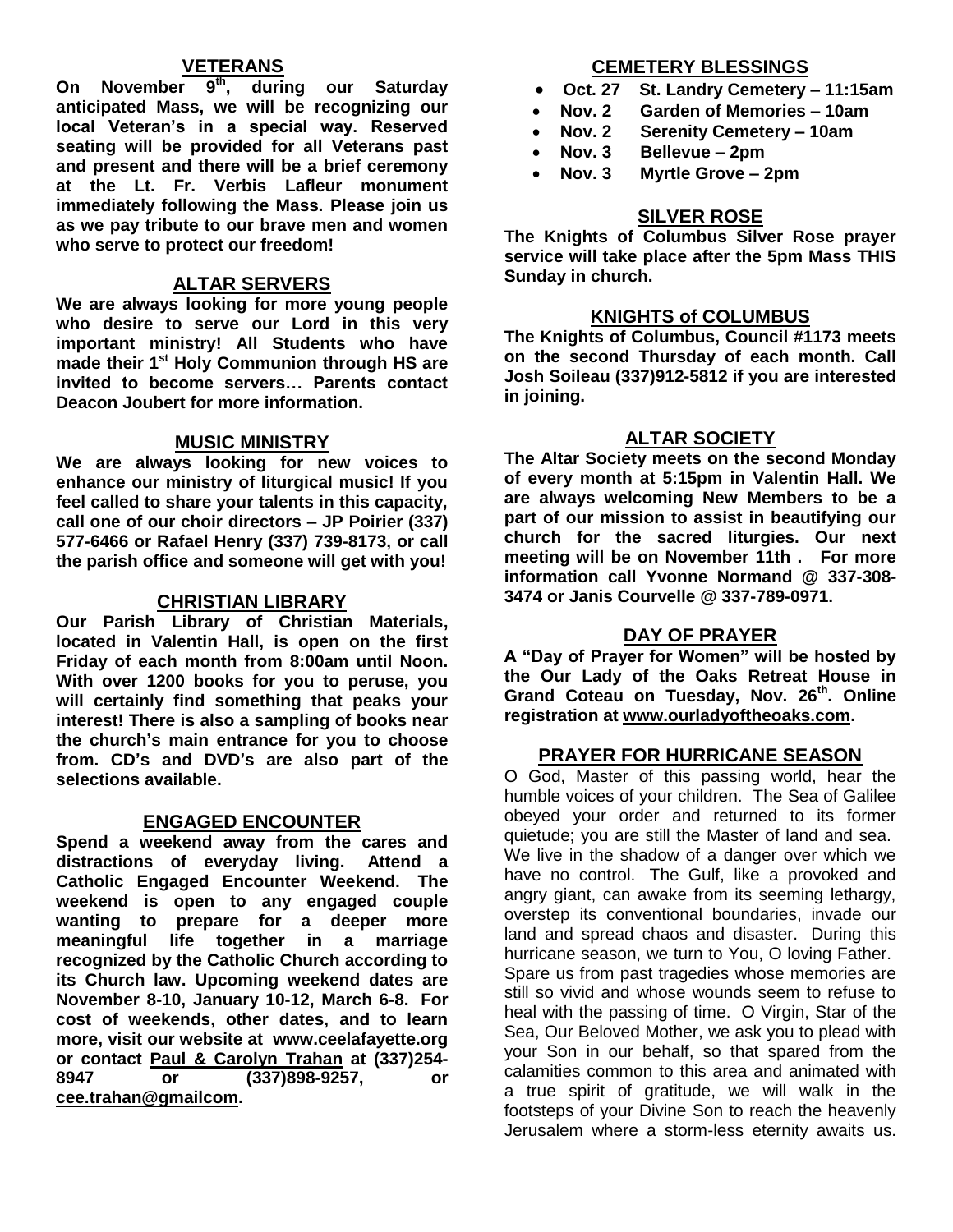## VETERANS

**On November 9th, during our Saturday anticipated Mass, we will be recognizing our local Veteran's in a special way. Reserved seating will be provided for all Veterans past and present and there will be a brief ceremony at the Lt. Fr. Verbis Lafleur monument immediately following the Mass. Please join us as we pay tribute to our brave men and women who serve to protect our freedom!**

## ALTAR SERVERS

**We are always looking for more young people who desire to serve our Lord in this very important ministry! All Students who have made their 1st Holy Communion through HS are invited to become servers… Parents contact Deacon Joubert for more information.**

## MUSIC MINISTRY

**We are always looking for new voices to enhance our ministry of liturgical music! If you feel called to share your talents in this capacity, call one of our choir directors – JP Poirier (337) 577-6466 or Rafael Henry (337) 739-8173, or call the parish office and someone will get with you!**

## CHRISTIAN LIBRARY

**Our Parish Library of Christian Materials, located in Valentin Hall, is open on the first Friday of each month from 8:00am until Noon. With over 1200 books for you to peruse, you will certainly find something that peaks your interest! There is also a sampling of books near the church's main entrance for you to choose from. CD's and DVD's are also part of the selections available.**

## ENGAGED ENCOUNTER

**Spend a weekend away from the cares and distractions of everyday living. Attend a Catholic Engaged Encounter Weekend. The weekend is open to any engaged couple wanting to prepare for a deeper more meaningful life together in a marriage recognized by the Catholic Church according to its Church law. Upcoming weekend dates are November 8-10, January 10-12, March 6-8. For cost of weekends, other dates, and to learn more, visit our website at www.ceelafayette.org or contact Paul & Carolyn Trahan at (337)254-8947 or (337)898-9257, or cee.trahan@gmailcom.**

## CEMETERY BLESSINGS

- **Oct. 27 St. Landry Cemetery – 11:15am**
- **Nov. 2 Garden of Memories – 10am**
- **Nov. 2 Serenity Cemetery – 10am**
- **Nov. 3 Bellevue – 2pm**
- **Nov. 3 Myrtle Grove – 2pm**

## SILVER ROSE

**The Knights of Columbus Silver Rose prayer service will take place after the 5pm Mass THIS Sunday in church.**

## KNIGHTS of COLUMBUS

**The Knights of Columbus, Council #1173 meets on the second Thursday of each month. Call Josh Soileau (337)912-5812 if you are interested in joining.**

## ALTAR SOCIETY

**The Altar Society meets on the second Monday of every month at 5:15pm in Valentin Hall. We are always welcoming New Members to be a part of our mission to assist in beautifying our church for the sacred liturgies. Our next meeting will be on November 11th . For more information call Yvonne Normand @ 337-308-3474 or Janis Courvelle @ 337-789-0971.**

## DAY OF PRAYER

**A "Day of Prayer for Women" will be hosted by the Our Lady of the Oaks Retreat House in Grand Coteau on Tuesday, Nov. 26th. Online registration at www.ourladyoftheoaks.com.**

## PRAYER FOR HURRICANE SEASON

O God, Master of this passing world, hear the humble voices of your children. The Sea of Galilee obeyed your order and returned to its former quietude; you are still the Master of land and sea. We live in the shadow of a danger over which we have no control. The Gulf, like a provoked and angry giant, can awake from its seeming lethargy, overstep its conventional boundaries, invade our land and spread chaos and disaster. During this hurricane season, we turn to You, O loving Father. Spare us from past tragedies whose memories are still so vivid and whose wounds seem to refuse to heal with the passing of time. O Virgin, Star of the Sea, Our Beloved Mother, we ask you to plead with your Son in our behalf, so that spared from the calamities common to this area and animated with a true spirit of gratitude, we will walk in the footsteps of your Divine Son to reach the heavenly Jerusalem where a storm-less eternity awaits us.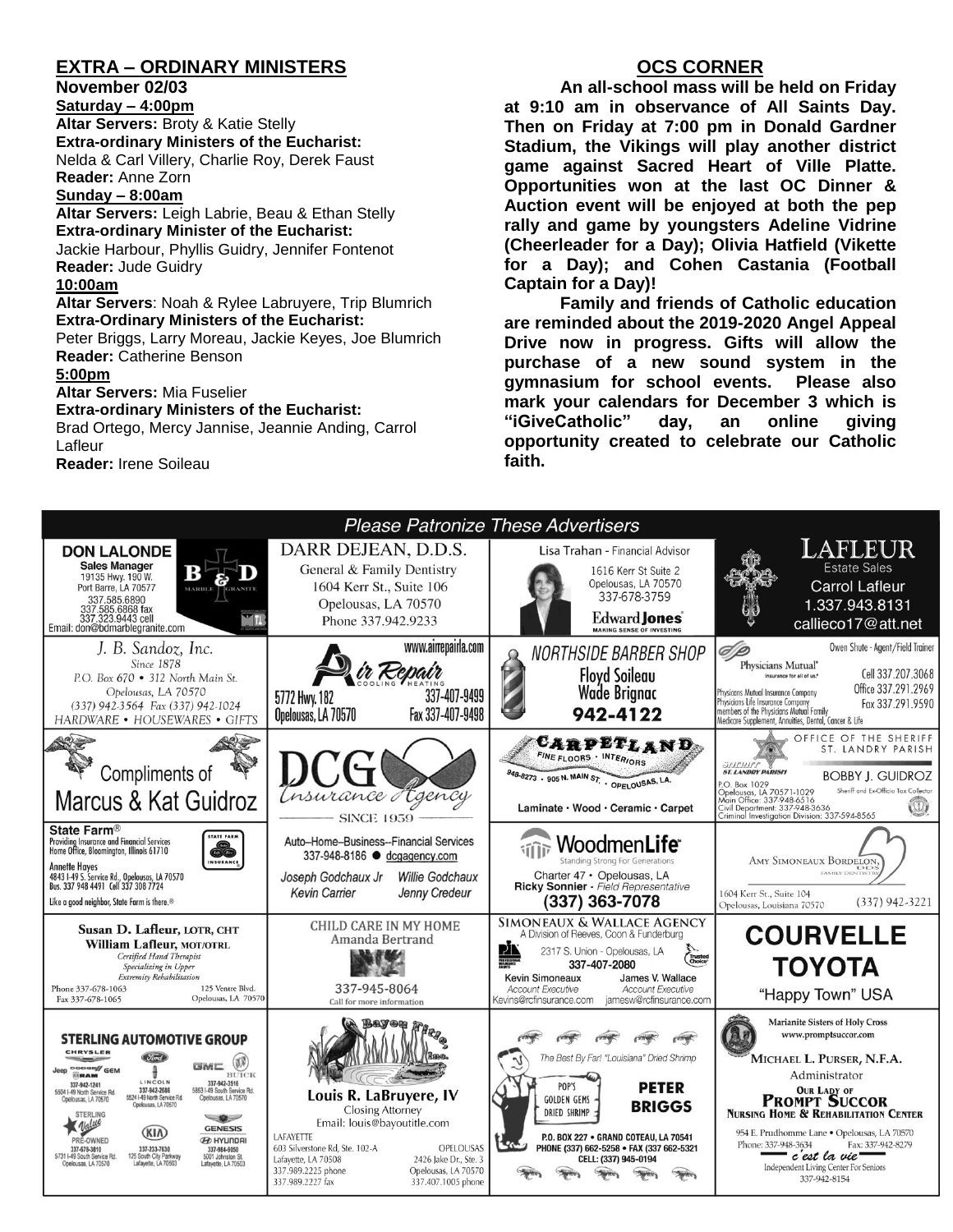## EXTRA – ORDINARY MINISTERS

**November 02/03**

**Saturday – 4:00pm**

**Altar Servers:** Broty & Katie Stelly
**Extra-ordinary Ministers of the Eucharist:**
Nelda & Carl Villery, Charlie Roy, Derek Faust
**Reader:** Anne Zorn

**Sunday – 8:00am**

**Altar Servers:** Leigh Labrie, Beau & Ethan Stelly
**Extra-ordinary Minister of the Eucharist:**
Jackie Harbour, Phyllis Guidry, Jennifer Fontenot
**Reader:** Jude Guidry

**10:00am**

**Altar Servers**: Noah & Rylee Labruyere, Trip Blumrich
**Extra-Ordinary Ministers of the Eucharist:**
Peter Briggs, Larry Moreau, Jackie Keyes, Joe Blumrich
**Reader:** Catherine Benson

**5:00pm**

**Altar Servers:** Mia Fuselier
**Extra-ordinary Ministers of the Eucharist:**
Brad Ortego, Mercy Jannise, Jeannie Anding, Carrol Lafleur
**Reader:** Irene Soileau

## OCS CORNER

**An all-school mass will be held on Friday at 9:10 am in observance of All Saints Day. Then on Friday at 7:00 pm in Donald Gardner Stadium, the Vikings will play another district game against Sacred Heart of Ville Platte. Opportunities won at the last OC Dinner & Auction event will be enjoyed at both the pep rally and game by youngsters Adeline Vidrine (Cheerleader for a Day); Olivia Hatfield (Vikette for a Day); and Cohen Castania (Football Captain for a Day)!**

**Family and friends of Catholic education are reminded about the 2019-2020 Angel Appeal Drive now in progress. Gifts will allow the purchase of a new sound system in the gymnasium for school events. Please also mark your calendars for December 3 which is "iGiveCatholic" day, an online giving opportunity created to celebrate our Catholic faith.**

## Please Patronize These Advertisers

**DON LALONDE**
Sales Manager
19135 Hwy. 190 W.
Port Barre, LA 70577
337.585.6890
337.585.6868 fax
337.323.9443 cell
Email: don@bdmarblegranite.com
B & D Marble Granite

**DARR DEJEAN, D.D.S.**
General & Family Dentistry
1604 Kerr St., Suite 106
Opelousas, LA 70570
Phone 337.942.9233

**Lisa Trahan** - Financial Advisor
1616 Kerr St Suite 2
Opelousas, LA 70570
337-678-3759
Edward Jones — MAKING SENSE OF INVESTING

**LAFLEUR**
Estate Sales
Carrol Lafleur
1.337.943.8131
callieco17@att.net

**J. B. Sandoz, Inc.**
Since 1878
P.O. Box 670 • 312 North Main St.
Opelousas, LA 70570
(337) 942-3564 Fax (337) 942-1024
HARDWARE • HOUSEWARES • GIFTS

**Air Repair** — Cooling • Heating
www.airrepairla.com
5772 Hwy. 182
Opelousas, LA 70570
337-407-9499
Fax 337-407-9498

**NORTHSIDE BARBER SHOP**
Floyd Soileau
Wade Brignac
942-4122

**Physicians Mutual** — Insurance for all of us.
Owen Shute - Agent/Field Trainer
Cell 337.207.3068
Office 337.291.2969
Fax 337.291.9590
Physicians Mutual Insurance Company
Physicians Life Insurance Company
members of the Physicians Mutual Family
Medicare Supplement, Annuities, Dental, Cancer & Life

Compliments of
**Marcus & Kat Guidroz**

**DCG Insurance Agency**
SINCE 1959

**CARPETLAND**
FINE FLOORS • INTERIORS
948-8273 • 905 N. MAIN ST. • OPELOUSAS, LA.
Laminate • Wood • Ceramic • Carpet

**OFFICE OF THE SHERIFF**
ST. LANDRY PARISH
BOBBY J. GUIDROZ
Sheriff and Ex-Officio Tax Collector
P.O. Box 1029
Opelousas, LA 70571-1029
Main Office: 337-948-6516
Civil Department: 337-948-3636
Criminal Investigation Division: 337-594-8565

**State Farm®**
Providing Insurance and Financial Services
Home Office, Bloomington, Illinois 61710
Annette Hayes
4843 I-49 S. Service Rd., Opelousas, LA 70570
Bus. 337 948 4491 Cell 337 308 7724
Like a good neighbor, State Farm is there.®

Auto–Home–Business--Financial Services
337-948-8186 ● dcgagency.com
Joseph Godchaux Jr — Willie Godchaux
Kevin Carrier — Jenny Credeur

**WoodmenLife**
Standing Strong For Generations
Charter 47 • Opelousas, LA
Ricky Sonnier - Field Representative
(337) 363-7078

**AMY SIMONEAUX BORDELON, DDS**
FAMILY DENTISTRY
1604 Kerr St., Suite 104
Opelousas, Louisiana 70570
(337) 942-3221

**Susan D. Lafleur, LOTR, CHT**
**William Lafleur, MOT/OTRL**
Certified Hand Therapist
Specializing in Upper
Extremity Rehabilitation
Phone 337-678-1063
Fax 337-678-1065
125 Ventre Blvd.
Opelousas, LA 70570

**CHILD CARE IN MY HOME**
Amanda Bertrand
337-945-8064
Call for more information

**SIMONEAUX & WALLACE AGENCY**
A Division of Reeves, Coon & Funderburg
2317 S. Union - Opelousas, LA
337-407-2080
Kevin Simoneaux — Account Executive — Kevins@rcfinsurance.com
James V. Wallace — Account Executive — jamesw@rcfinsurance.com

**COURVELLE TOYOTA**
"Happy Town" USA

**STERLING AUTOMOTIVE GROUP**
Chrysler Jeep Dodge Ram — 337-942-1241 — 5504 I-49 North Service Rd. Opelousas, LA 70570
Ford Lincoln — 337-942-2686 — 5524 I-49 North Service Rd. Opelousas, LA 70570
GMC Buick — 337-942-3516 — 5853 I-49 South Service Rd. Opelousas, LA 70570
Sterling Value Pre-Owned — 337-678-3810 — 5731 I-49 South Service Rd. Opelousas, LA 70570
Kia — 337-233-7630 — 125 South City Parkway Lafayette, LA 70503
Genesis Hyundai — 337-984-9050 — 5001 Johnston St. Lafayette, LA 70503

**Bayou Title, Inc.**
Louis R. LaBruyere, IV
Closing Attorney
Email: louis@bayoutitle.com
LAFAYETTE
603 Silverstone Rd, Ste. 102-A
Lafayette, LA 70508
337.989.2225 phone
337.989.2227 fax
OPELOUSAS
2426 Jake Dr., Ste. 3
Opelousas, LA 70570
337.407.1005 phone

The Best By Far! "Louisiana" Dried Shrimp
POP'S GOLDEN GEMS DRIED SHRIMP
**PETER BRIGGS**
P.O. BOX 227 • GRAND COTEAU, LA 70541
PHONE (337) 662-5258 • FAX (337) 662-5321
CELL: (337) 945-0194

Marianite Sisters of Holy Cross
www.promptsuccor.com
**MICHAEL L. PURSER, N.F.A.**
Administrator
**OUR LADY OF PROMPT SUCCOR**
**NURSING HOME & REHABILITATION CENTER**
954 E. Prudhomme Lane • Opelousas, LA 70570
Phone: 337-948-3634 — Fax: 337-942-8279
c'est la vie
Independent Living Center For Seniors
337-942-8154